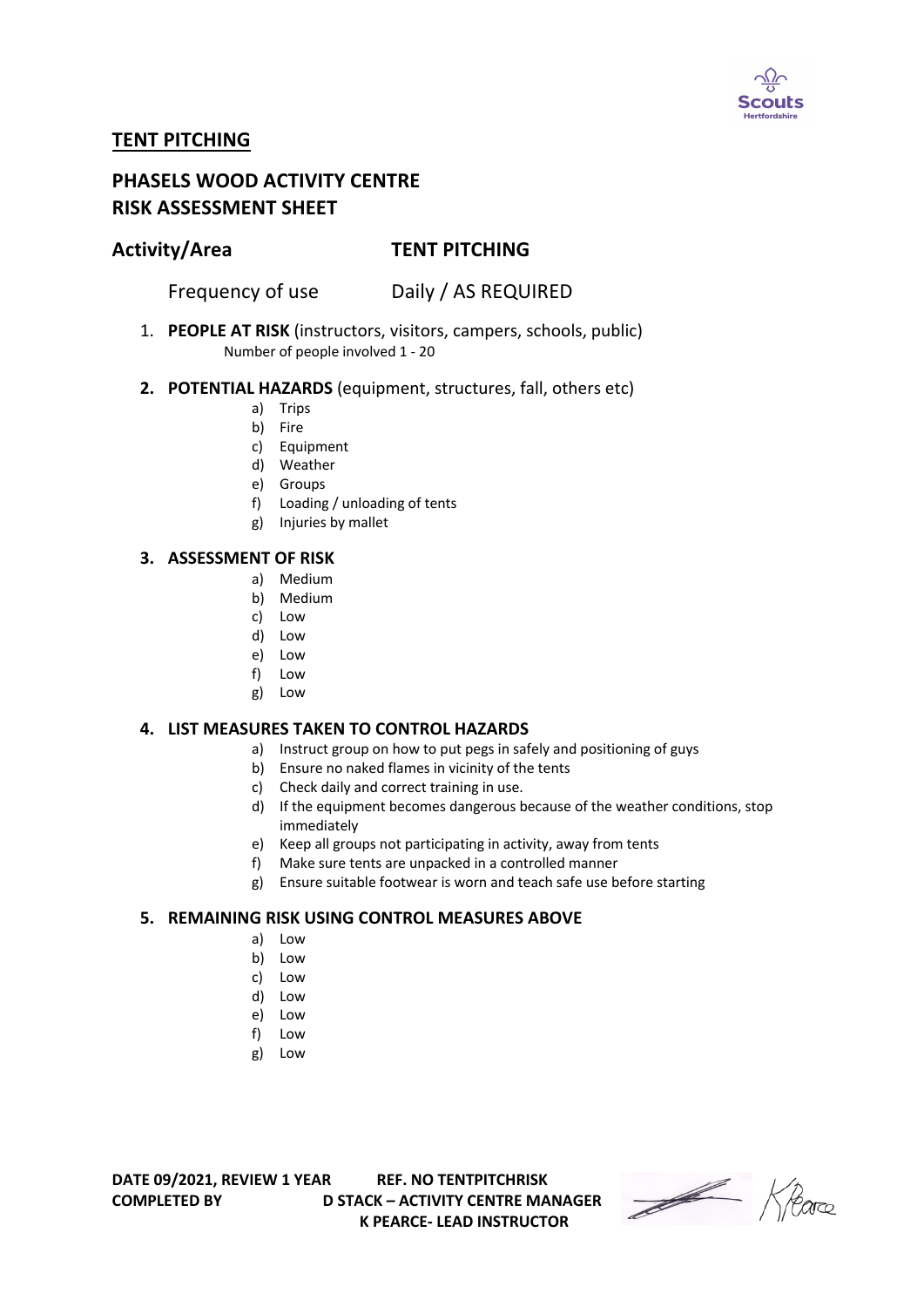# TENT PITCHING

## PHASELS WOOD ACTIVITY CENTRE
## RISK ASSESSMENT SHEET

**Activity/Area** **TENT PITCHING**

Frequency of use Daily / AS REQUIRED

1. **PEOPLE AT RISK** (instructors, visitors, campers, schools, public)
   Number of people involved 1 - 20

2. **POTENTIAL HAZARDS** (equipment, structures, fall, others etc)
   a) Trips
   b) Fire
   c) Equipment
   d) Weather
   e) Groups
   f) Loading / unloading of tents
   g) Injuries by mallet

3. **ASSESSMENT OF RISK**
   a) Medium
   b) Medium
   c) Low
   d) Low
   e) Low
   f) Low
   g) Low

4. **LIST MEASURES TAKEN TO CONTROL HAZARDS**
   a) Instruct group on how to put pegs in safely and positioning of guys
   b) Ensure no naked flames in vicinity of the tents
   c) Check daily and correct training in use.
   d) If the equipment becomes dangerous because of the weather conditions, stop immediately
   e) Keep all groups not participating in activity, away from tents
   f) Make sure tents are unpacked in a controlled manner
   g) Ensure suitable footwear is worn and teach safe use before starting

5. **REMAINING RISK USING CONTROL MEASURES ABOVE**
   a) Low
   b) Low
   c) Low
   d) Low
   e) Low
   f) Low
   g) Low

**DATE 09/2021, REVIEW 1 YEAR** **REF. NO TENTPITCHRISK**
**COMPLETED BY** **D STACK – ACTIVITY CENTRE MANAGER**
**K PEARCE- LEAD INSTRUCTOR**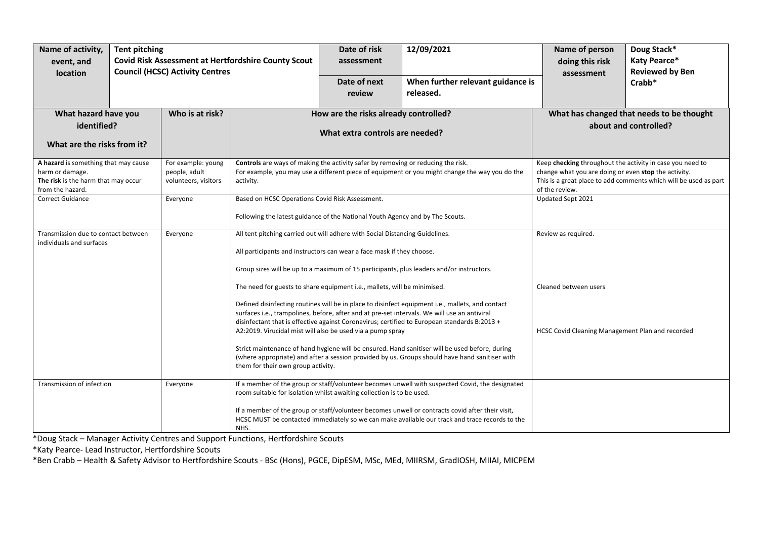| Name of activity, event, and location | Tent pitching Covid Risk Assessment at Hertfordshire County Scout Council (HCSC) Activity Centres | Date of risk assessment | 12/09/2021 | Name of person doing this risk assessment | Doug Stack* Katy Pearce* Reviewed by Ben Crabb* |
|---|---|---|---|---|---|
| | | Date of next review | When further relevant guidance is released. | | |

| What hazard have you identified? What are the risks from it? | Who is at risk? | How are the risks already controlled? What extra controls are needed? | What has changed that needs to be thought about and controlled? |
|---|---|---|---|
| **A hazard** is something that may cause harm or damage. **The risk** is the harm that may occur from the hazard. | For example: young people, adult volunteers, visitors | **Controls** are ways of making the activity safer by removing or reducing the risk. For example, you may use a different piece of equipment or you might change the way you do the activity. | Keep **checking** throughout the activity in case you need to change what you are doing or even **stop** the activity. This is a great place to add comments which will be used as part of the review. |
| Correct Guidance | Everyone | Based on HCSC Operations Covid Risk Assessment.<br><br>Following the latest guidance of the National Youth Agency and by The Scouts. | Updated Sept 2021 |
| Transmission due to contact between individuals and surfaces | Everyone | All tent pitching carried out will adhere with Social Distancing Guidelines.<br><br>All participants and instructors can wear a face mask if they choose.<br><br>Group sizes will be up to a maximum of 15 participants, plus leaders and/or instructors.<br><br>The need for guests to share equipment i.e., mallets, will be minimised.<br><br>Defined disinfecting routines will be in place to disinfect equipment i.e., mallets, and contact surfaces i.e., trampolines, before, after and at pre-set intervals. We will use an antiviral disinfectant that is effective against Coronavirus; certified to European standards B:2013 + A2:2019. Virucidal mist will also be used via a pump spray<br><br>Strict maintenance of hand hygiene will be ensured. Hand sanitiser will be used before, during (where appropriate) and after a session provided by us. Groups should have hand sanitiser with them for their own group activity. | Review as required.<br><br>Cleaned between users<br><br>HCSC Covid Cleaning Management Plan and recorded |
| Transmission of infection | Everyone | If a member of the group or staff/volunteer becomes unwell with suspected Covid, the designated room suitable for isolation whilst awaiting collection is to be used.<br><br>If a member of the group or staff/volunteer becomes unwell or contracts covid after their visit, HCSC MUST be contacted immediately so we can make available our track and trace records to the NHS. | |

*Doug Stack – Manager Activity Centres and Support Functions, Hertfordshire Scouts

*Katy Pearce- Lead Instructor, Hertfordshire Scouts

*Ben Crabb – Health & Safety Advisor to Hertfordshire Scouts - BSc (Hons), PGCE, DipESM, MSc, MEd, MIIRSM, GradIOSH, MIIAI, MICPEM